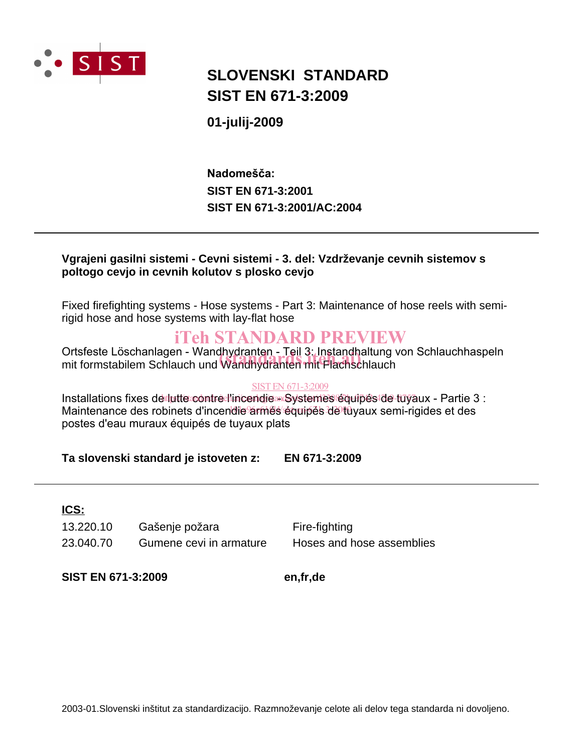# SLOVENSKI STANDARD
# SIST EN 671-3:2009

**01-julij-2009**

**Nadomešča:**
**SIST EN 671-3:2001**
**SIST EN 671-3:2001/AC:2004**

---

**Vgrajeni gasilni sistemi - Cevni sistemi - 3. del: Vzdrževanje cevnih sistemov s poltogo cevjo in cevnih kolutov s plosko cevjo**

Fixed firefighting systems - Hose systems - Part 3: Maintenance of hose reels with semi-rigid hose and hose systems with lay-flat hose

Ortsfeste Löschanlagen - Wandhydranten - Teil 3: Instandhaltung von Schlauchhaspeln mit formstabilem Schlauch und Wandhydranten mit Flachschlauch

Installations fixes de lutte contre l'incendie - Systèmes équipés de tuyaux - Partie 3 : Maintenance des robinets d'incendie armés équipés de tuyaux semi-rigides et des postes d'eau muraux équipés de tuyaux plats

**Ta slovenski standard je istoveten z:** **EN 671-3:2009**

---

**ICS:**

| | | |
|---|---|---|
| 13.220.10 | Gašenje požara | Fire-fighting |
| 23.040.70 | Gumene cevi in armature | Hoses and hose assemblies |

**SIST EN 671-3:2009** **en,fr,de**

2003-01.Slovenski inštitut za standardizacijo. Razmnoževanje celote ali delov tega standarda ni dovoljeno.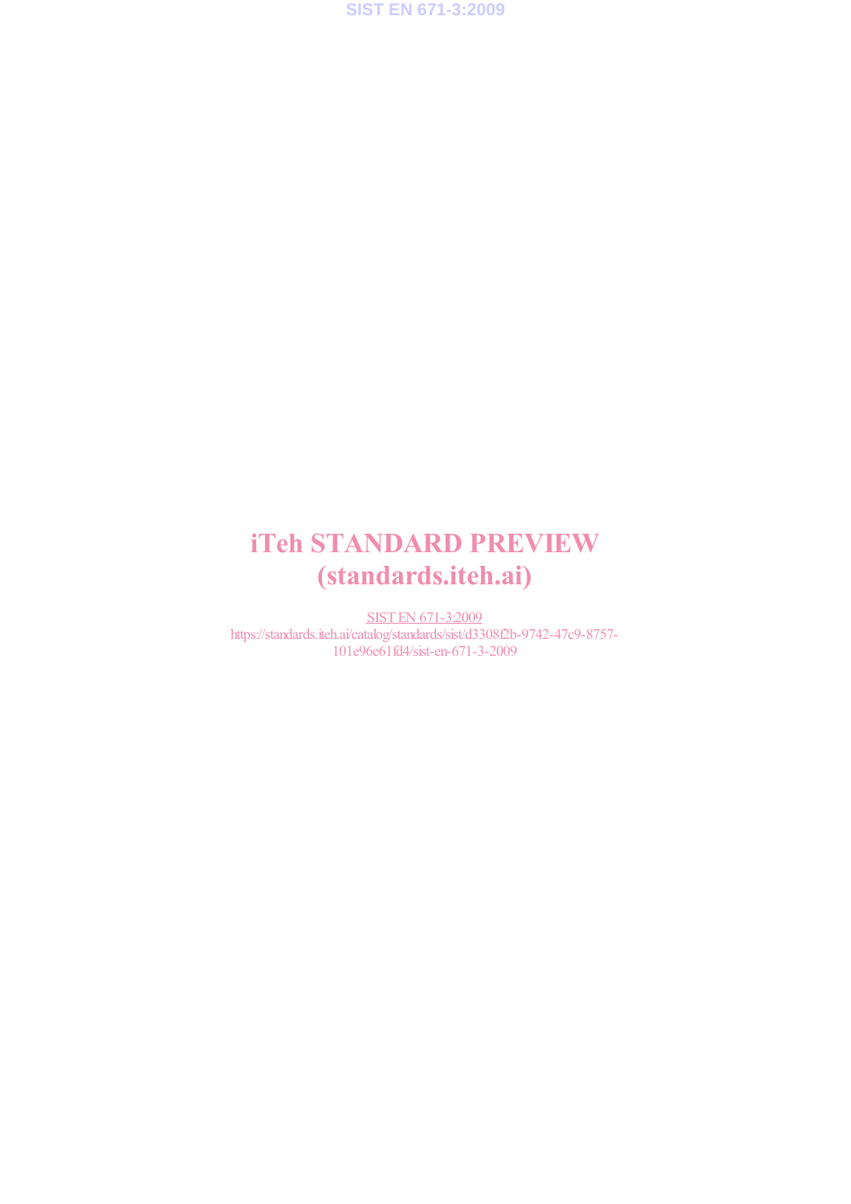iTeh STANDARD PREVIEW
(standards.iteh.ai)

SIST EN 671-3:2009
https://standards.iteh.ai/catalog/standards/sist/d3308f2b-9742-47c9-8757-101e96e61fd4/sist-en-671-3-2009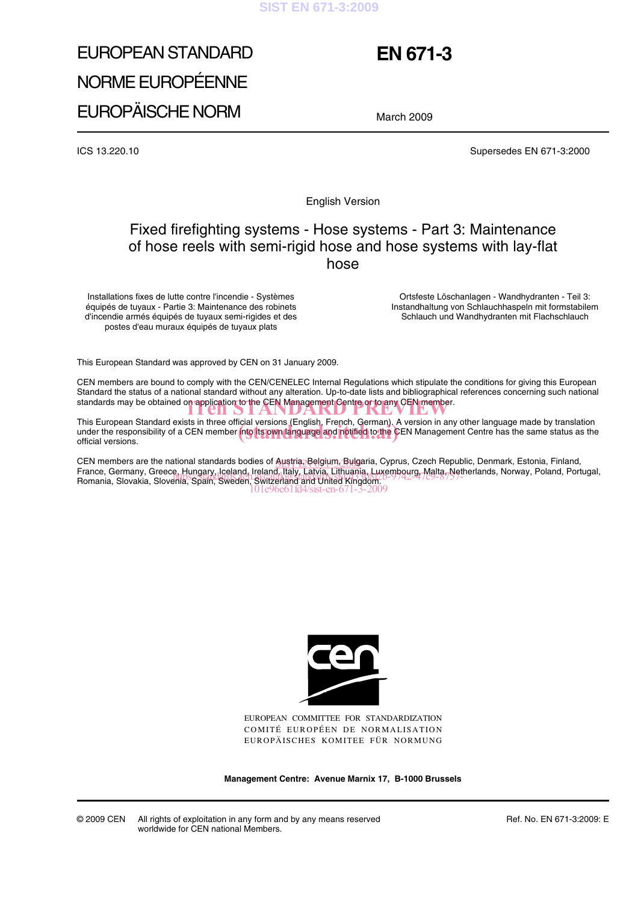# EUROPEAN STANDARD
# NORME EUROPÉENNE
# EUROPÄISCHE NORM

# EN 671-3

March 2009

ICS 13.220.10

Supersedes EN 671-3:2000

English Version

## Fixed firefighting systems - Hose systems - Part 3: Maintenance of hose reels with semi-rigid hose and hose systems with lay-flat hose

Installations fixes de lutte contre l'incendie - Systèmes équipés de tuyaux - Partie 3: Maintenance des robinets d'incendie armés équipés de tuyaux semi-rigides et des postes d'eau muraux équipés de tuyaux plats

Ortsfeste Löschanlagen - Wandhydranten - Teil 3: Instandhaltung von Schlauchhaspeln mit formstabilem Schlauch und Wandhydranten mit Flachschlauch

This European Standard was approved by CEN on 31 January 2009.

CEN members are bound to comply with the CEN/CENELEC Internal Regulations which stipulate the conditions for giving this European Standard the status of a national standard without any alteration. Up-to-date lists and bibliographical references concerning such national standards may be obtained on application to the CEN Management Centre or to any CEN member.

This European Standard exists in three official versions (English, French, German). A version in any other language made by translation under the responsibility of a CEN member into its own language and notified to the CEN Management Centre has the same status as the official versions.

CEN members are the national standards bodies of Austria, Belgium, Bulgaria, Cyprus, Czech Republic, Denmark, Estonia, Finland, France, Germany, Greece, Hungary, Iceland, Ireland, Italy, Latvia, Lithuania, Luxembourg, Malta, Netherlands, Norway, Poland, Portugal, Romania, Slovakia, Slovenia, Spain, Sweden, Switzerland and United Kingdom.

EUROPEAN COMMITTEE FOR STANDARDIZATION
COMITÉ EUROPÉEN DE NORMALISATION
EUROPÄISCHES KOMITEE FÜR NORMUNG

**Management Centre: Avenue Marnix 17, B-1000 Brussels**

© 2009 CEN All rights of exploitation in any form and by any means reserved worldwide for CEN national Members.

Ref. No. EN 671-3:2009: E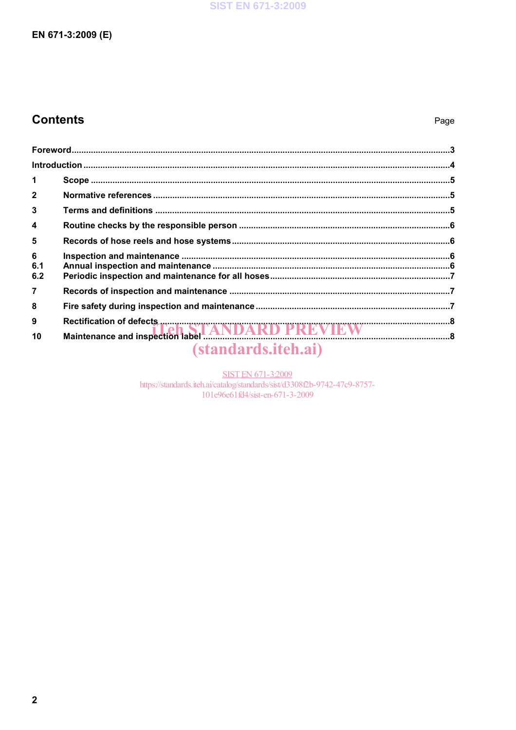## Contents

Page

Foreword ...3

Introduction ...4

1 Scope ...5

2 Normative references ...5

3 Terms and definitions ...5

4 Routine checks by the responsible person ...6

5 Records of hose reels and hose systems ...6

6 Inspection and maintenance ...6

6.1 Annual inspection and maintenance ...6

6.2 Periodic inspection and maintenance for all hoses ...7

7 Records of inspection and maintenance ...7

8 Fire safety during inspection and maintenance ...7

9 Rectification of defects ...8

10 Maintenance and inspection label ...8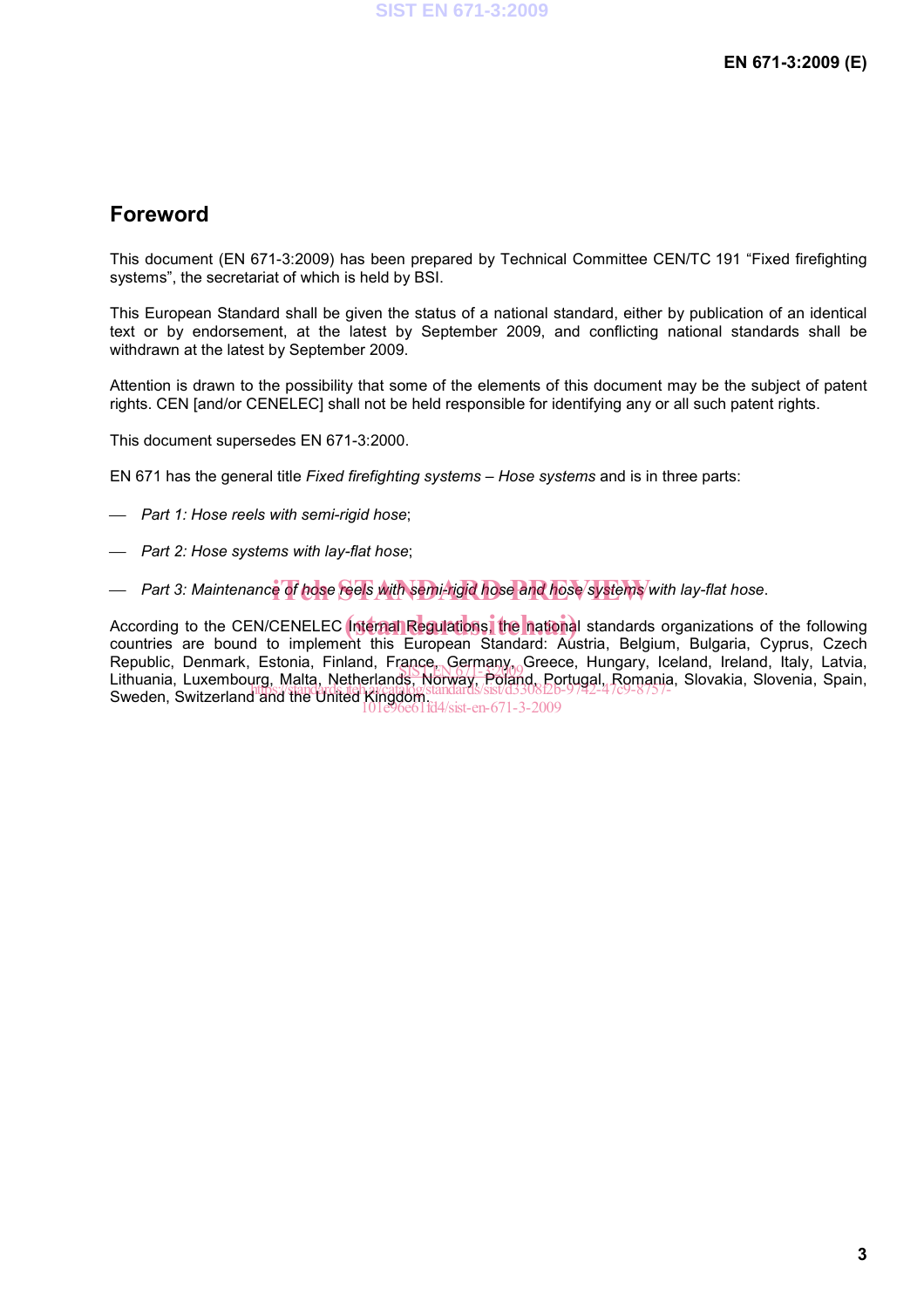## Foreword

This document (EN 671-3:2009) has been prepared by Technical Committee CEN/TC 191 “Fixed firefighting systems”, the secretariat of which is held by BSI.

This European Standard shall be given the status of a national standard, either by publication of an identical text or by endorsement, at the latest by September 2009, and conflicting national standards shall be withdrawn at the latest by September 2009.

Attention is drawn to the possibility that some of the elements of this document may be the subject of patent rights. CEN [and/or CENELEC] shall not be held responsible for identifying any or all such patent rights.

This document supersedes EN 671-3:2000.

EN 671 has the general title *Fixed firefighting systems – Hose systems* and is in three parts:

- *Part 1: Hose reels with semi-rigid hose*;
- *Part 2: Hose systems with lay-flat hose*;
- *Part 3: Maintenance of hose reels with semi-rigid hose and hose systems with lay-flat hose*.

According to the CEN/CENELEC Internal Regulations, the national standards organizations of the following countries are bound to implement this European Standard: Austria, Belgium, Bulgaria, Cyprus, Czech Republic, Denmark, Estonia, Finland, France, Germany, Greece, Hungary, Iceland, Ireland, Italy, Latvia, Lithuania, Luxembourg, Malta, Netherlands, Norway, Poland, Portugal, Romania, Slovakia, Slovenia, Spain, Sweden, Switzerland and the United Kingdom.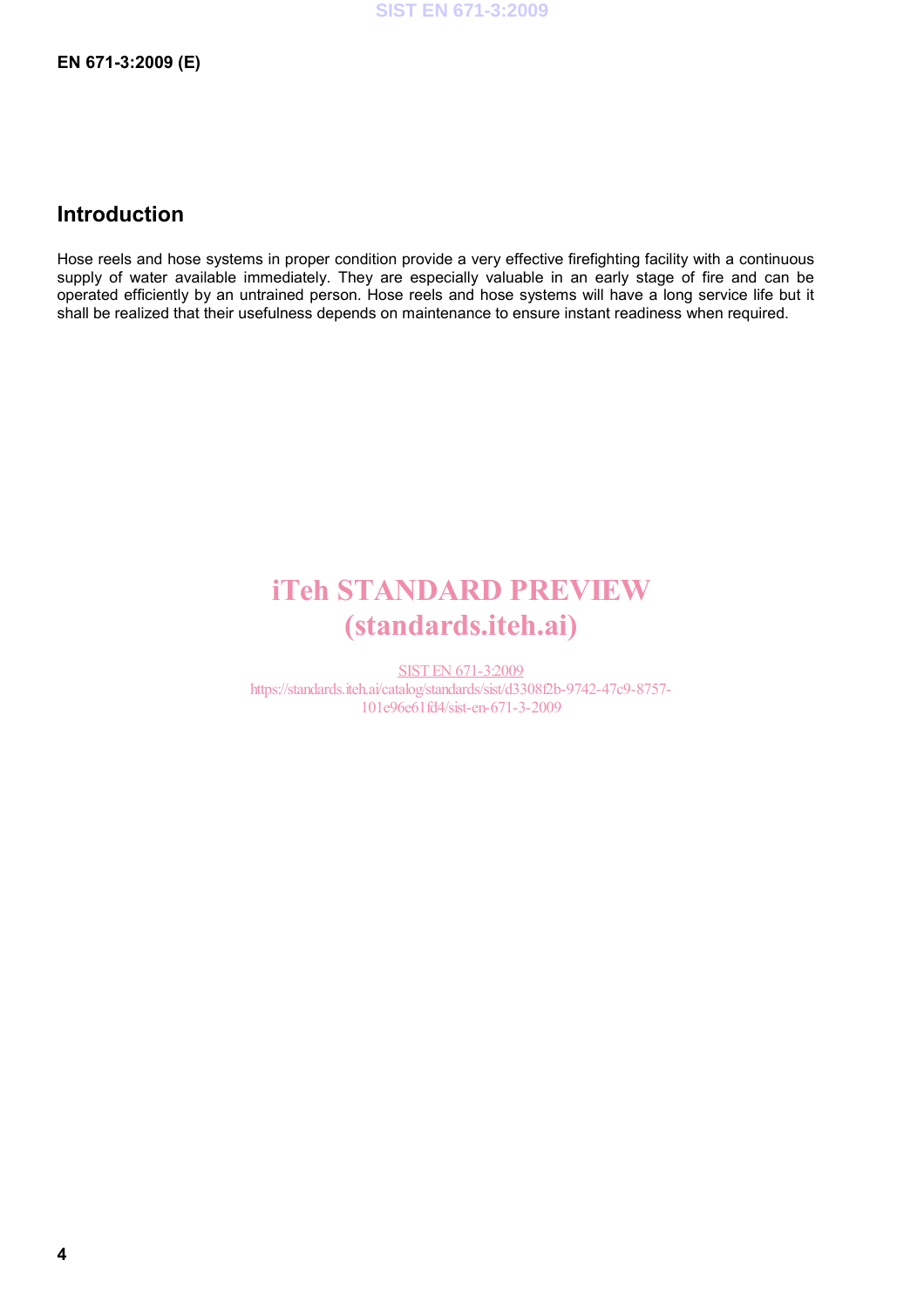## Introduction

Hose reels and hose systems in proper condition provide a very effective firefighting facility with a continuous supply of water available immediately. They are especially valuable in an early stage of fire and can be operated efficiently by an untrained person. Hose reels and hose systems will have a long service life but it shall be realized that their usefulness depends on maintenance to ensure instant readiness when required.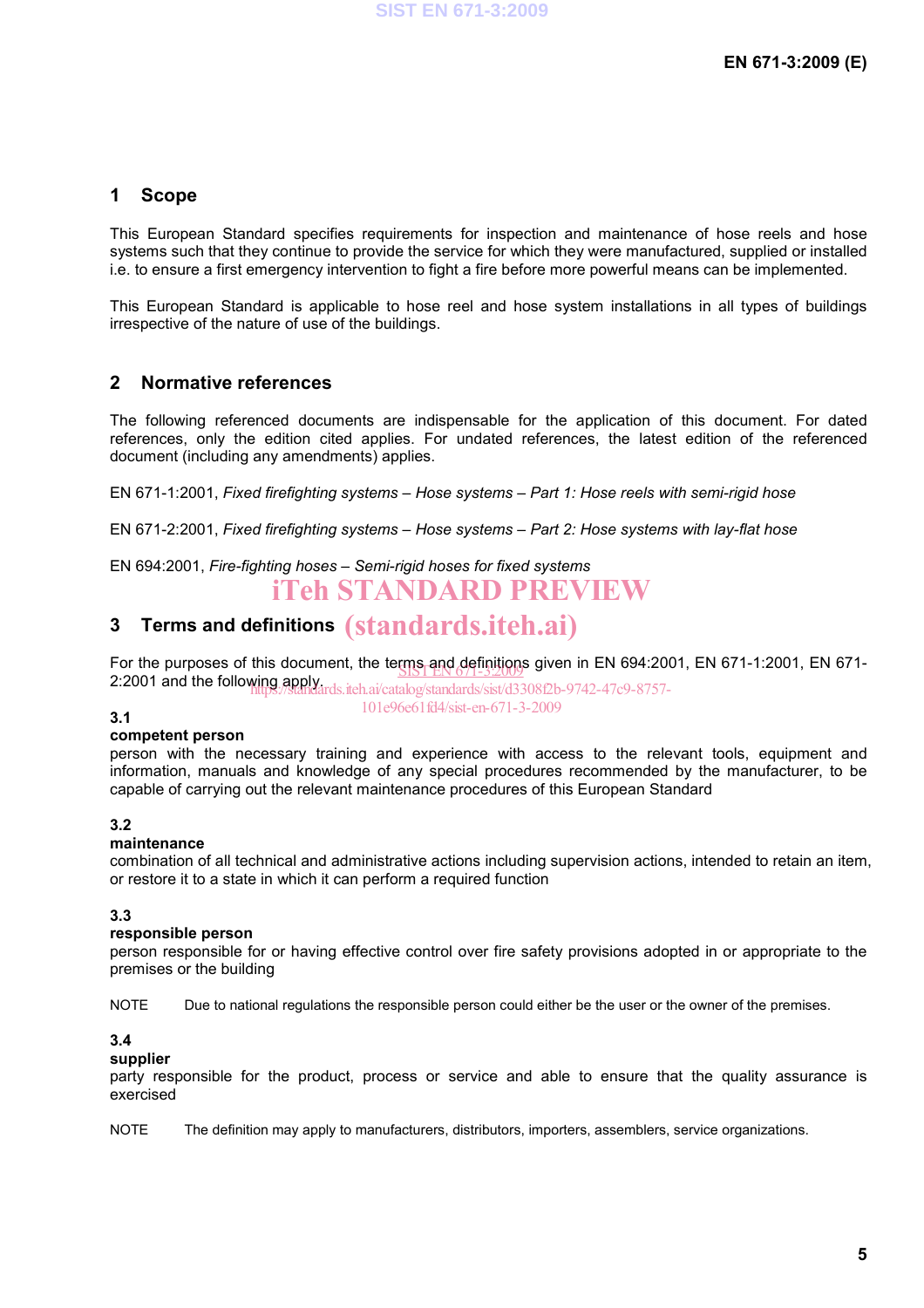## 1 Scope

This European Standard specifies requirements for inspection and maintenance of hose reels and hose systems such that they continue to provide the service for which they were manufactured, supplied or installed i.e. to ensure a first emergency intervention to fight a fire before more powerful means can be implemented.

This European Standard is applicable to hose reel and hose system installations in all types of buildings irrespective of the nature of use of the buildings.

## 2 Normative references

The following referenced documents are indispensable for the application of this document. For dated references, only the edition cited applies. For undated references, the latest edition of the referenced document (including any amendments) applies.

EN 671-1:2001, *Fixed firefighting systems – Hose systems – Part 1: Hose reels with semi-rigid hose*

EN 671-2:2001, *Fixed firefighting systems – Hose systems – Part 2: Hose systems with lay-flat hose*

EN 694:2001, *Fire-fighting hoses – Semi-rigid hoses for fixed systems*

## 3 Terms and definitions

For the purposes of this document, the terms and definitions given in EN 694:2001, EN 671-1:2001, EN 671-2:2001 and the following apply.

**3.1**
**competent person**
person with the necessary training and experience with access to the relevant tools, equipment and information, manuals and knowledge of any special procedures recommended by the manufacturer, to be capable of carrying out the relevant maintenance procedures of this European Standard

**3.2**
**maintenance**
combination of all technical and administrative actions including supervision actions, intended to retain an item, or restore it to a state in which it can perform a required function

**3.3**
**responsible person**
person responsible for or having effective control over fire safety provisions adopted in or appropriate to the premises or the building

NOTE Due to national regulations the responsible person could either be the user or the owner of the premises.

**3.4**
**supplier**
party responsible for the product, process or service and able to ensure that the quality assurance is exercised

NOTE The definition may apply to manufacturers, distributors, importers, assemblers, service organizations.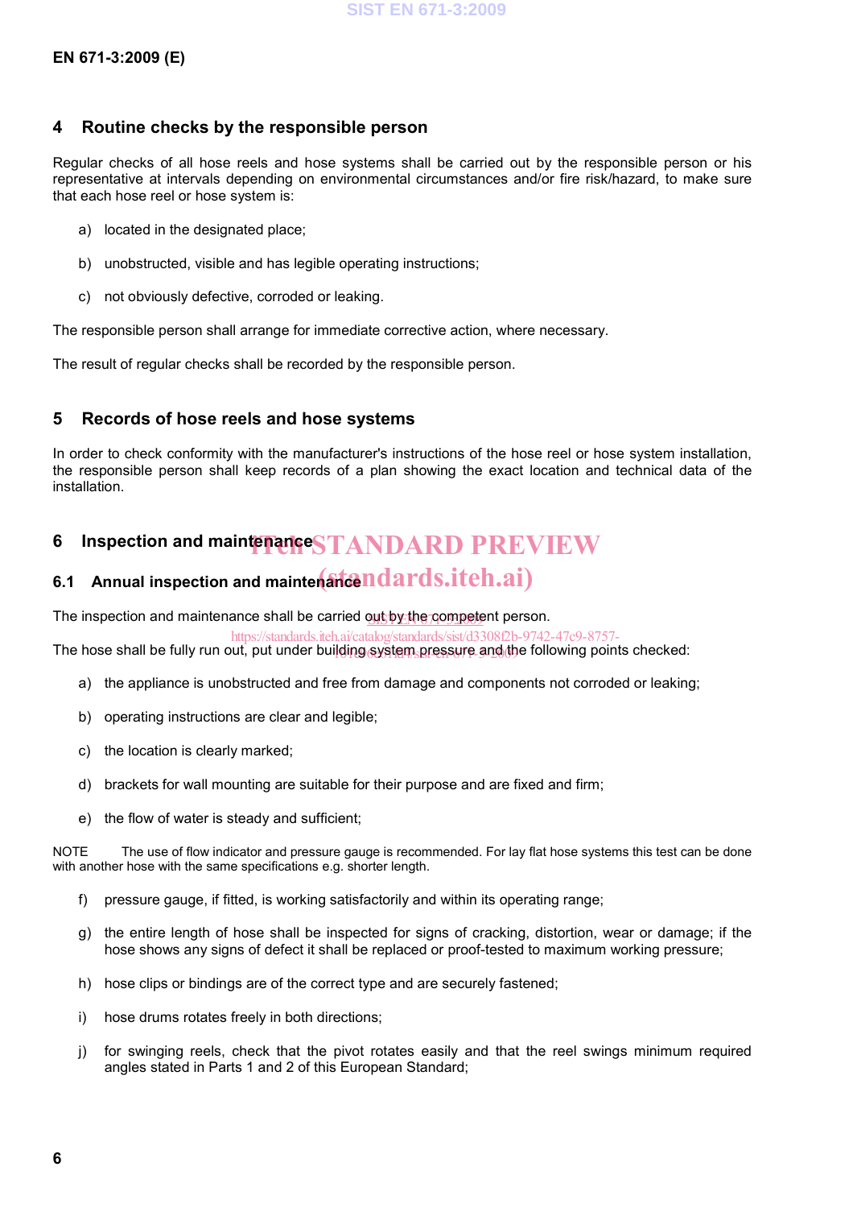## 4 Routine checks by the responsible person

Regular checks of all hose reels and hose systems shall be carried out by the responsible person or his representative at intervals depending on environmental circumstances and/or fire risk/hazard, to make sure that each hose reel or hose system is:

a) located in the designated place;

b) unobstructed, visible and has legible operating instructions;

c) not obviously defective, corroded or leaking.

The responsible person shall arrange for immediate corrective action, where necessary.

The result of regular checks shall be recorded by the responsible person.

## 5 Records of hose reels and hose systems

In order to check conformity with the manufacturer's instructions of the hose reel or hose system installation, the responsible person shall keep records of a plan showing the exact location and technical data of the installation.

## 6 Inspection and maintenance

### 6.1 Annual inspection and maintenance

The inspection and maintenance shall be carried out by the competent person.

The hose shall be fully run out, put under building system pressure and the following points checked:

a) the appliance is unobstructed and free from damage and components not corroded or leaking;

b) operating instructions are clear and legible;

c) the location is clearly marked;

d) brackets for wall mounting are suitable for their purpose and are fixed and firm;

e) the flow of water is steady and sufficient;

NOTE The use of flow indicator and pressure gauge is recommended. For lay flat hose systems this test can be done with another hose with the same specifications e.g. shorter length.

f) pressure gauge, if fitted, is working satisfactorily and within its operating range;

g) the entire length of hose shall be inspected for signs of cracking, distortion, wear or damage; if the hose shows any signs of defect it shall be replaced or proof-tested to maximum working pressure;

h) hose clips or bindings are of the correct type and are securely fastened;

i) hose drums rotates freely in both directions;

j) for swinging reels, check that the pivot rotates easily and that the reel swings minimum required angles stated in Parts 1 and 2 of this European Standard;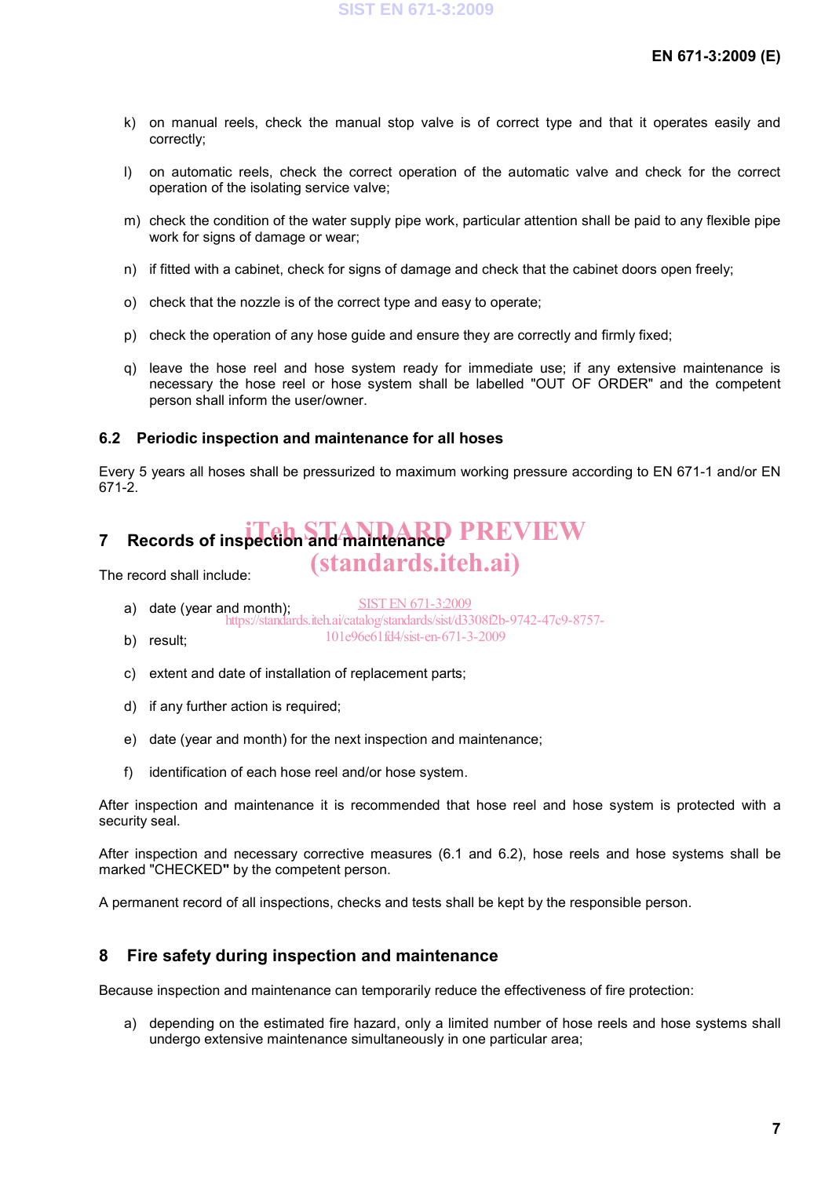k) on manual reels, check the manual stop valve is of correct type and that it operates easily and correctly;

l) on automatic reels, check the correct operation of the automatic valve and check for the correct operation of the isolating service valve;

m) check the condition of the water supply pipe work, particular attention shall be paid to any flexible pipe work for signs of damage or wear;

n) if fitted with a cabinet, check for signs of damage and check that the cabinet doors open freely;

o) check that the nozzle is of the correct type and easy to operate;

p) check the operation of any hose guide and ensure they are correctly and firmly fixed;

q) leave the hose reel and hose system ready for immediate use; if any extensive maintenance is necessary the hose reel or hose system shall be labelled "OUT OF ORDER" and the competent person shall inform the user/owner.

### 6.2 Periodic inspection and maintenance for all hoses

Every 5 years all hoses shall be pressurized to maximum working pressure according to EN 671-1 and/or EN 671-2.

## 7 Records of inspection and maintenance

The record shall include:

a) date (year and month);

b) result;

c) extent and date of installation of replacement parts;

d) if any further action is required;

e) date (year and month) for the next inspection and maintenance;

f) identification of each hose reel and/or hose system.

After inspection and maintenance it is recommended that hose reel and hose system is protected with a security seal.

After inspection and necessary corrective measures (6.1 and 6.2), hose reels and hose systems shall be marked "CHECKED" by the competent person.

A permanent record of all inspections, checks and tests shall be kept by the responsible person.

## 8 Fire safety during inspection and maintenance

Because inspection and maintenance can temporarily reduce the effectiveness of fire protection:

a) depending on the estimated fire hazard, only a limited number of hose reels and hose systems shall undergo extensive maintenance simultaneously in one particular area;